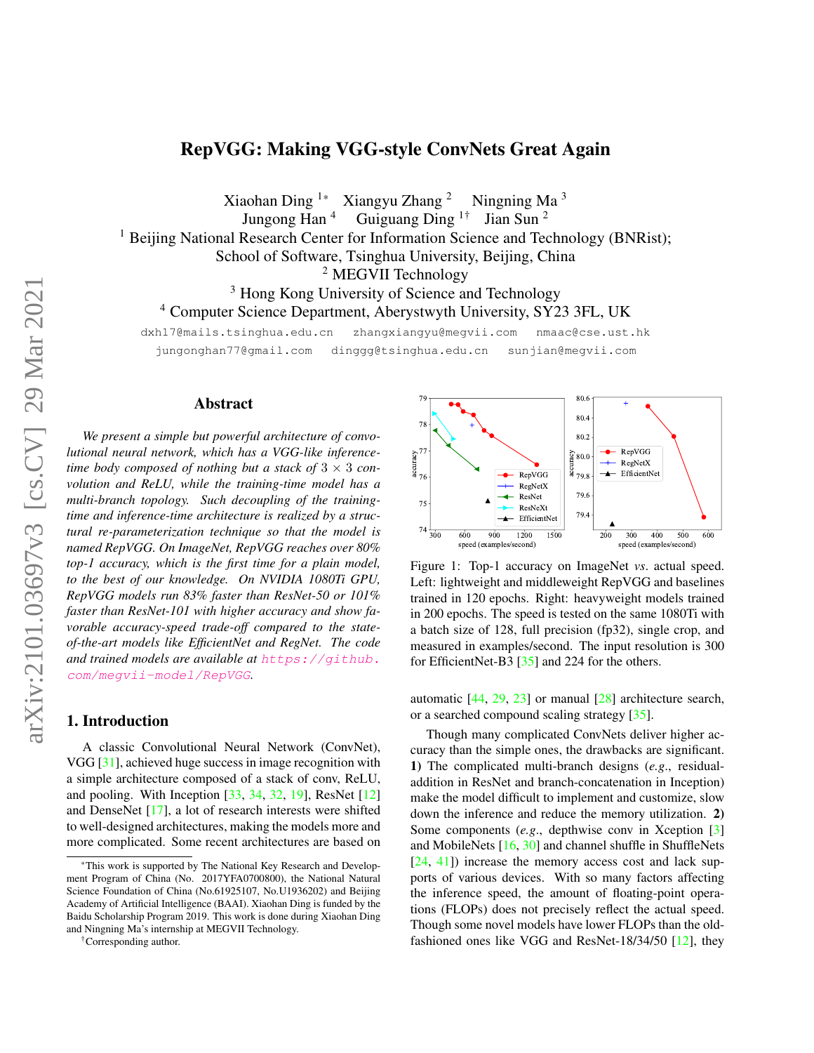# RepVGG: Making VGG-style ConvNets Great Again

Xiaohan Ding [1*] Xiangyu Zhang [2] Ningning Ma [3]
Jungong Han [4] Guiguang Ding [1†] Jian Sun [2]

[1] Beijing National Research Center for Information Science and Technology (BNRist); School of Software, Tsinghua University, Beijing, China
[2] MEGVII Technology
[3] Hong Kong University of Science and Technology
[4] Computer Science Department, Aberystwyth University, SY23 3FL, UK

dxh17@mails.tsinghua.edu.cn zhangxiangyu@megvii.com nmaac@cse.ust.hk
jungonghan77@gmail.com dinggg@tsinghua.edu.cn sunjian@megvii.com

## Abstract

*We present a simple but powerful architecture of convolutional neural network, which has a VGG-like inference-time body composed of nothing but a stack of $3 \times 3$ convolution and ReLU, while the training-time model has a multi-branch topology. Such decoupling of the training-time and inference-time architecture is realized by a structural re-parameterization technique so that the model is named RepVGG. On ImageNet, RepVGG reaches over 80% top-1 accuracy, which is the first time for a plain model, to the best of our knowledge. On NVIDIA 1080Ti GPU, RepVGG models run 83% faster than ResNet-50 or 101% faster than ResNet-101 with higher accuracy and show favorable accuracy-speed trade-off compared to the state-of-the-art models like EfficientNet and RegNet. The code and trained models are available at https://github.com/megvii-model/RepVGG.*

## 1. Introduction

A classic Convolutional Neural Network (ConvNet), VGG [31], achieved huge success in image recognition with a simple architecture composed of a stack of conv, ReLU, and pooling. With Inception [33, 34, 32, 19], ResNet [12] and DenseNet [17], a lot of research interests were shifted to well-designed architectures, making the models more and more complicated. Some recent architectures are based on automatic [44, 29, 23] or manual [28] architecture search, or a searched compound scaling strategy [35].

Figure 1: Top-1 accuracy on ImageNet *vs.* actual speed. Left: lightweight and middleweight RepVGG and baselines trained in 120 epochs. Right: heavyweight models trained in 200 epochs. The speed is tested on the same 1080Ti with a batch size of 128, full precision (fp32), single crop, and measured in examples/second. The input resolution is 300 for EfficientNet-B3 [35] and 224 for the others.

Though many complicated ConvNets deliver higher accuracy than the simple ones, the drawbacks are significant. **1)** The complicated multi-branch designs (*e.g.*, residual-addition in ResNet and branch-concatenation in Inception) make the model difficult to implement and customize, slow down the inference and reduce the memory utilization. **2)** Some components (*e.g.*, depthwise conv in Xception [3] and MobileNets [16, 30] and channel shuffle in ShuffleNets [24, 41]) increase the memory access cost and lack supports of various devices. With so many factors affecting the inference speed, the amount of floating-point operations (FLOPs) does not precisely reflect the actual speed. Though some novel models have lower FLOPs than the old-fashioned ones like VGG and ResNet-18/34/50 [12], they

*This work is supported by The National Key Research and Development Program of China (No. 2017YFA0700800), the National Natural Science Foundation of China (No.61925107, No.U1936202) and Beijing Academy of Artificial Intelligence (BAAI). Xiaohan Ding is funded by the Baidu Scholarship Program 2019. This work is done during Xiaohan Ding and Ningning Ma's internship at MEGVII Technology.

†Corresponding author.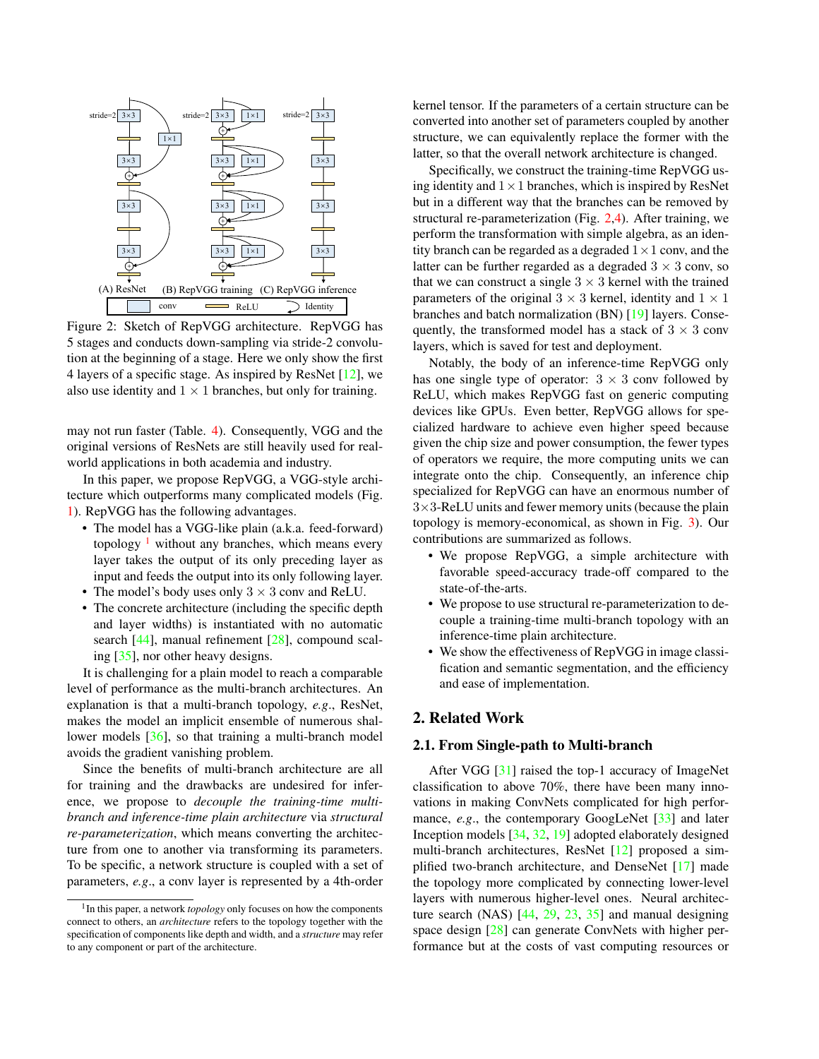Figure 2: Sketch of RepVGG architecture. RepVGG has 5 stages and conducts down-sampling via stride-2 convolution at the beginning of a stage. Here we only show the first 4 layers of a specific stage. As inspired by ResNet [12], we also use identity and $1 \times 1$ branches, but only for training.

may not run faster (Table. 4). Consequently, VGG and the original versions of ResNets are still heavily used for real-world applications in both academia and industry.

In this paper, we propose RepVGG, a VGG-style architecture which outperforms many complicated models (Fig. 1). RepVGG has the following advantages.

- The model has a VGG-like plain (a.k.a. feed-forward) topology [1] without any branches, which means every layer takes the output of its only preceding layer as input and feeds the output into its only following layer.
- The model's body uses only $3 \times 3$ conv and ReLU.
- The concrete architecture (including the specific depth and layer widths) is instantiated with no automatic search [44], manual refinement [28], compound scaling [35], nor other heavy designs.

It is challenging for a plain model to reach a comparable level of performance as the multi-branch architectures. An explanation is that a multi-branch topology, *e.g.*, ResNet, makes the model an implicit ensemble of numerous shallower models [36], so that training a multi-branch model avoids the gradient vanishing problem.

Since the benefits of multi-branch architecture are all for training and the drawbacks are undesired for inference, we propose to *decouple the training-time multi-branch and inference-time plain architecture* via *structural re-parameterization*, which means converting the architecture from one to another via transforming its parameters. To be specific, a network structure is coupled with a set of parameters, *e.g.*, a conv layer is represented by a 4th-order kernel tensor. If the parameters of a certain structure can be converted into another set of parameters coupled by another structure, we can equivalently replace the former with the latter, so that the overall network architecture is changed.

Specifically, we construct the training-time RepVGG using identity and $1 \times 1$ branches, which is inspired by ResNet but in a different way that the branches can be removed by structural re-parameterization (Fig. 2,4). After training, we perform the transformation with simple algebra, as an identity branch can be regarded as a degraded $1 \times 1$ conv, and the latter can be further regarded as a degraded $3 \times 3$ conv, so that we can construct a single $3 \times 3$ kernel with the trained parameters of the original $3 \times 3$ kernel, identity and $1 \times 1$ branches and batch normalization (BN) [19] layers. Consequently, the transformed model has a stack of $3 \times 3$ conv layers, which is saved for test and deployment.

Notably, the body of an inference-time RepVGG only has one single type of operator: $3 \times 3$ conv followed by ReLU, which makes RepVGG fast on generic computing devices like GPUs. Even better, RepVGG allows for specialized hardware to achieve even higher speed because given the chip size and power consumption, the fewer types of operators we require, the more computing units we can integrate onto the chip. Consequently, an inference chip specialized for RepVGG can have an enormous number of $3 \times 3$-ReLU units and fewer memory units (because the plain topology is memory-economical, as shown in Fig. 3). Our contributions are summarized as follows.

- We propose RepVGG, a simple architecture with favorable speed-accuracy trade-off compared to the state-of-the-arts.
- We propose to use structural re-parameterization to decouple a training-time multi-branch topology with an inference-time plain architecture.
- We show the effectiveness of RepVGG in image classification and semantic segmentation, and the efficiency and ease of implementation.

## 2. Related Work

### 2.1. From Single-path to Multi-branch

After VGG [31] raised the top-1 accuracy of ImageNet classification to above 70%, there have been many innovations in making ConvNets complicated for high performance, *e.g.*, the contemporary GoogLeNet [33] and later Inception models [34, 32, 19] adopted elaborately designed multi-branch architectures, ResNet [12] proposed a simplified two-branch architecture, and DenseNet [17] made the topology more complicated by connecting lower-level layers with numerous higher-level ones. Neural architecture search (NAS) [44, 29, 23, 35] and manual designing space design [28] can generate ConvNets with higher performance but at the costs of vast computing resources or

[1] In this paper, a network *topology* only focuses on how the components connect to others, an *architecture* refers to the topology together with the specification of components like depth and width, and a *structure* may refer to any component or part of the architecture.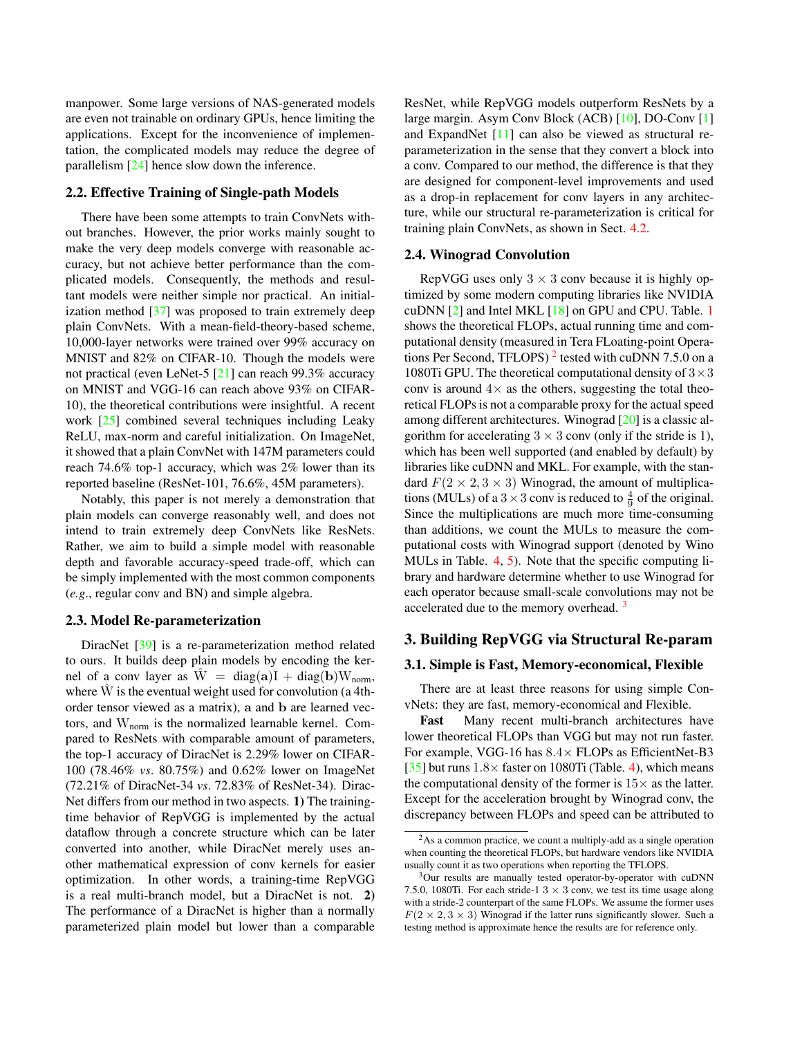manpower. Some large versions of NAS-generated models are even not trainable on ordinary GPUs, hence limiting the applications. Except for the inconvenience of implementation, the complicated models may reduce the degree of parallelism [24] hence slow down the inference.

### 2.2. Effective Training of Single-path Models

There have been some attempts to train ConvNets without branches. However, the prior works mainly sought to make the very deep models converge with reasonable accuracy, but not achieve better performance than the complicated models. Consequently, the methods and resultant models were neither simple nor practical. An initialization method [37] was proposed to train extremely deep plain ConvNets. With a mean-field-theory-based scheme, 10,000-layer networks were trained over 99% accuracy on MNIST and 82% on CIFAR-10. Though the models were not practical (even LeNet-5 [21] can reach 99.3% accuracy on MNIST and VGG-16 can reach above 93% on CIFAR-10), the theoretical contributions were insightful. A recent work [25] combined several techniques including Leaky ReLU, max-norm and careful initialization. On ImageNet, it showed that a plain ConvNet with 147M parameters could reach 74.6% top-1 accuracy, which was 2% lower than its reported baseline (ResNet-101, 76.6%, 45M parameters).

Notably, this paper is not merely a demonstration that plain models can converge reasonably well, and does not intend to train extremely deep ConvNets like ResNets. Rather, we aim to build a simple model with reasonable depth and favorable accuracy-speed trade-off, which can be simply implemented with the most common components (*e.g*., regular conv and BN) and simple algebra.

### 2.3. Model Re-parameterization

DiracNet [39] is a re-parameterization method related to ours. It builds deep plain models by encoding the kernel of a conv layer as $\hat{\mathrm{W}} = \mathrm{diag}(\mathbf{a})\mathrm{I} + \mathrm{diag}(\mathbf{b})\mathrm{W}_{\mathrm{norm}}$, where $\hat{\mathrm{W}}$ is the eventual weight used for convolution (a 4th-order tensor viewed as a matrix), $\mathbf{a}$ and $\mathbf{b}$ are learned vectors, and $\mathrm{W}_{\mathrm{norm}}$ is the normalized learnable kernel. Compared to ResNets with comparable amount of parameters, the top-1 accuracy of DiracNet is 2.29% lower on CIFAR-100 (78.46% *vs*. 80.75%) and 0.62% lower on ImageNet (72.21% of DiracNet-34 *vs*. 72.83% of ResNet-34). DiracNet differs from our method in two aspects. **1)** The training-time behavior of RepVGG is implemented by the actual dataflow through a concrete structure which can be later converted into another, while DiracNet merely uses another mathematical expression of conv kernels for easier optimization. In other words, a training-time RepVGG is a real multi-branch model, but a DiracNet is not. **2)** The performance of a DiracNet is higher than a normally parameterized plain model but lower than a comparable ResNet, while RepVGG models outperform ResNets by a large margin. Asym Conv Block (ACB) [10], DO-Conv [1] and ExpandNet [11] can also be viewed as structural re-parameterization in the sense that they convert a block into a conv. Compared to our method, the difference is that they are designed for component-level improvements and used as a drop-in replacement for conv layers in any architecture, while our structural re-parameterization is critical for training plain ConvNets, as shown in Sect. 4.2.

### 2.4. Winograd Convolution

RepVGG uses only $3 \times 3$ conv because it is highly optimized by some modern computing libraries like NVIDIA cuDNN [2] and Intel MKL [18] on GPU and CPU. Table. 1 shows the theoretical FLOPs, actual running time and computational density (measured in Tera FLoating-point Operations Per Second, TFLOPS) [2] tested with cuDNN 7.5.0 on a 1080Ti GPU. The theoretical computational density of $3 \times 3$ conv is around $4\times$ as the others, suggesting the total theoretical FLOPs is not a comparable proxy for the actual speed among different architectures. Winograd [20] is a classic algorithm for accelerating $3 \times 3$ conv (only if the stride is 1), which has been well supported (and enabled by default) by libraries like cuDNN and MKL. For example, with the standard $F(2 \times 2, 3 \times 3)$ Winograd, the amount of multiplications (MULs) of a $3 \times 3$ conv is reduced to $\frac{4}{9}$ of the original. Since the multiplications are much more time-consuming than additions, we count the MULs to measure the computational costs with Winograd support (denoted by Wino MULs in Table. 4, 5). Note that the specific computing library and hardware determine whether to use Winograd for each operator because small-scale convolutions may not be accelerated due to the memory overhead. [3]

## 3. Building RepVGG via Structural Re-param

### 3.1. Simple is Fast, Memory-economical, Flexible

There are at least three reasons for using simple ConvNets: they are fast, memory-economical and Flexible.

**Fast** Many recent multi-branch architectures have lower theoretical FLOPs than VGG but may not run faster. For example, VGG-16 has $8.4\times$ FLOPs as EfficientNet-B3 [35] but runs $1.8\times$ faster on 1080Ti (Table. 4), which means the computational density of the former is $15\times$ as the latter. Except for the acceleration brought by Winograd conv, the discrepancy between FLOPs and speed can be attributed to

---

[2] As a common practice, we count a multiply-add as a single operation when counting the theoretical FLOPs, but hardware vendors like NVIDIA usually count it as two operations when reporting the TFLOPS.

[3] Our results are manually tested operator-by-operator with cuDNN 7.5.0, 1080Ti. For each stride-1 $3 \times 3$ conv, we test its time usage along with a stride-2 counterpart of the same FLOPs. We assume the former uses $F(2 \times 2, 3 \times 3)$ Winograd if the latter runs significantly slower. Such a testing method is approximate hence the results are for reference only.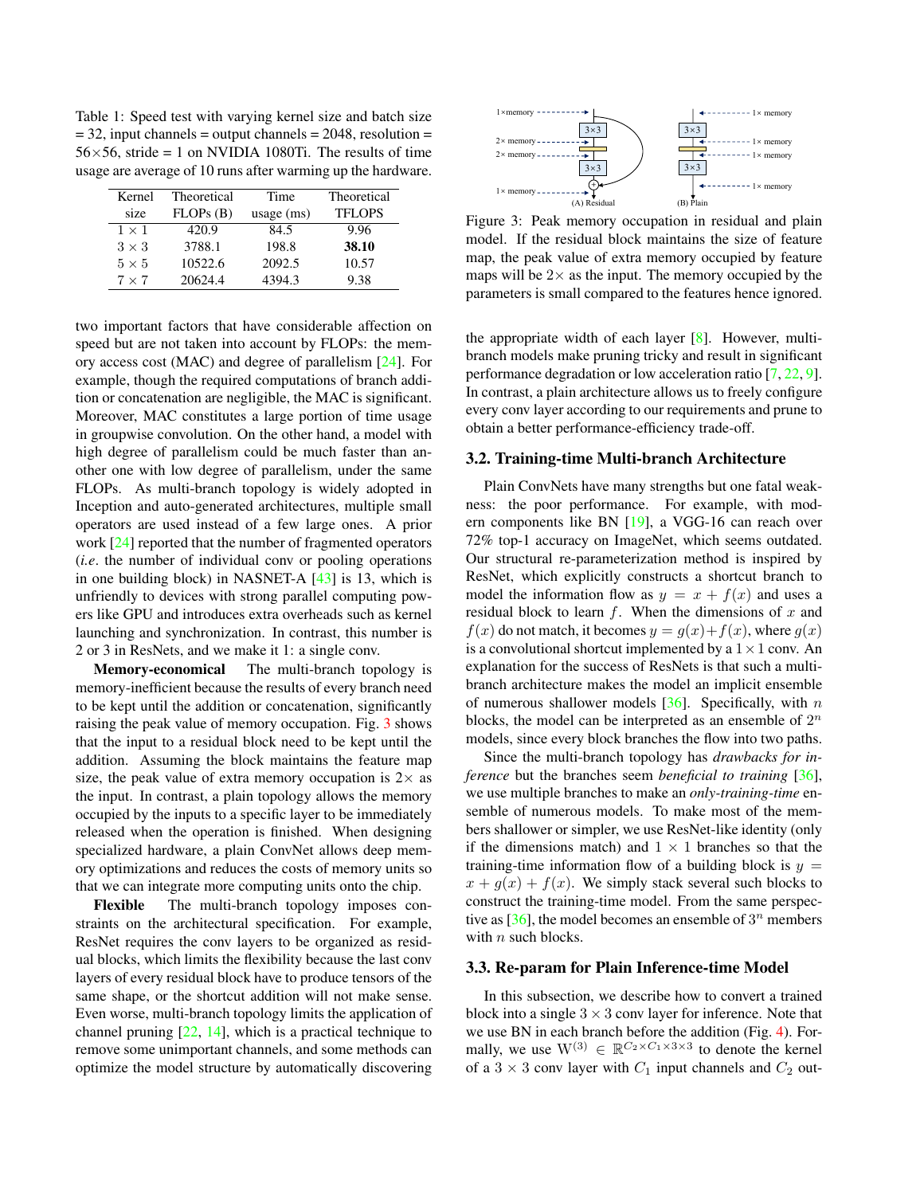Table 1: Speed test with varying kernel size and batch size = 32, input channels = output channels = 2048, resolution = 56×56, stride = 1 on NVIDIA 1080Ti. The results of time usage are average of 10 runs after warming up the hardware.

| Kernel size | Theoretical FLOPs (B) | Time usage (ms) | Theoretical TFLOPS |
|---|---|---|---|
| $1 \times 1$ | 420.9 | 84.5 | 9.96 |
| $3 \times 3$ | 3788.1 | 198.8 | **38.10** |
| $5 \times 5$ | 10522.6 | 2092.5 | 10.57 |
| $7 \times 7$ | 20624.4 | 4394.3 | 9.38 |

two important factors that have considerable affection on speed but are not taken into account by FLOPs: the memory access cost (MAC) and degree of parallelism [24]. For example, though the required computations of branch addition or concatenation are negligible, the MAC is significant. Moreover, MAC constitutes a large portion of time usage in groupwise convolution. On the other hand, a model with high degree of parallelism could be much faster than another one with low degree of parallelism, under the same FLOPs. As multi-branch topology is widely adopted in Inception and auto-generated architectures, multiple small operators are used instead of a few large ones. A prior work [24] reported that the number of fragmented operators (*i.e*. the number of individual conv or pooling operations in one building block) in NASNET-A [43] is 13, which is unfriendly to devices with strong parallel computing powers like GPU and introduces extra overheads such as kernel launching and synchronization. In contrast, this number is 2 or 3 in ResNets, and we make it 1: a single conv.

**Memory-economical** The multi-branch topology is memory-inefficient because the results of every branch need to be kept until the addition or concatenation, significantly raising the peak value of memory occupation. Fig. 3 shows that the input to a residual block need to be kept until the addition. Assuming the block maintains the feature map size, the peak value of extra memory occupation is 2× as the input. In contrast, a plain topology allows the memory occupied by the inputs to a specific layer to be immediately released when the operation is finished. When designing specialized hardware, a plain ConvNet allows deep memory optimizations and reduces the costs of memory units so that we can integrate more computing units onto the chip.

**Flexible** The multi-branch topology imposes constraints on the architectural specification. For example, ResNet requires the conv layers to be organized as residual blocks, which limits the flexibility because the last conv layers of every residual block have to produce tensors of the same shape, or the shortcut addition will not make sense. Even worse, multi-branch topology limits the application of channel pruning [22, 14], which is a practical technique to remove some unimportant channels, and some methods can optimize the model structure by automatically discovering the appropriate width of each layer [8]. However, multi-branch models make pruning tricky and result in significant performance degradation or low acceleration ratio [7, 22, 9]. In contrast, a plain architecture allows us to freely configure every conv layer according to our requirements and prune to obtain a better performance-efficiency trade-off.

Figure 3: Peak memory occupation in residual and plain model. If the residual block maintains the size of feature map, the peak value of extra memory occupied by feature maps will be 2× as the input. The memory occupied by the parameters is small compared to the features hence ignored.

## 3.2. Training-time Multi-branch Architecture

Plain ConvNets have many strengths but one fatal weakness: the poor performance. For example, with modern components like BN [19], a VGG-16 can reach over 72% top-1 accuracy on ImageNet, which seems outdated. Our structural re-parameterization method is inspired by ResNet, which explicitly constructs a shortcut branch to model the information flow as $y = x + f(x)$ and uses a residual block to learn $f$. When the dimensions of $x$ and $f(x)$ do not match, it becomes $y = g(x)+f(x)$, where $g(x)$ is a convolutional shortcut implemented by a $1\times1$ conv. An explanation for the success of ResNets is that such a multi-branch architecture makes the model an implicit ensemble of numerous shallower models [36]. Specifically, with $n$ blocks, the model can be interpreted as an ensemble of $2^n$ models, since every block branches the flow into two paths.

Since the multi-branch topology has *drawbacks for inference* but the branches seem *beneficial to training* [36], we use multiple branches to make an *only-training-time* ensemble of numerous models. To make most of the members shallower or simpler, we use ResNet-like identity (only if the dimensions match) and $1 \times 1$ branches so that the training-time information flow of a building block is $y = x + g(x) + f(x)$. We simply stack several such blocks to construct the training-time model. From the same perspective as [36], the model becomes an ensemble of $3^n$ members with $n$ such blocks.

## 3.3. Re-param for Plain Inference-time Model

In this subsection, we describe how to convert a trained block into a single $3 \times 3$ conv layer for inference. Note that we use BN in each branch before the addition (Fig. 4). Formally, we use $\mathrm{W}^{(3)} \in \mathbb{R}^{C_2 \times C_1 \times 3 \times 3}$ to denote the kernel of a $3 \times 3$ conv layer with $C_1$ input channels and $C_2$ out-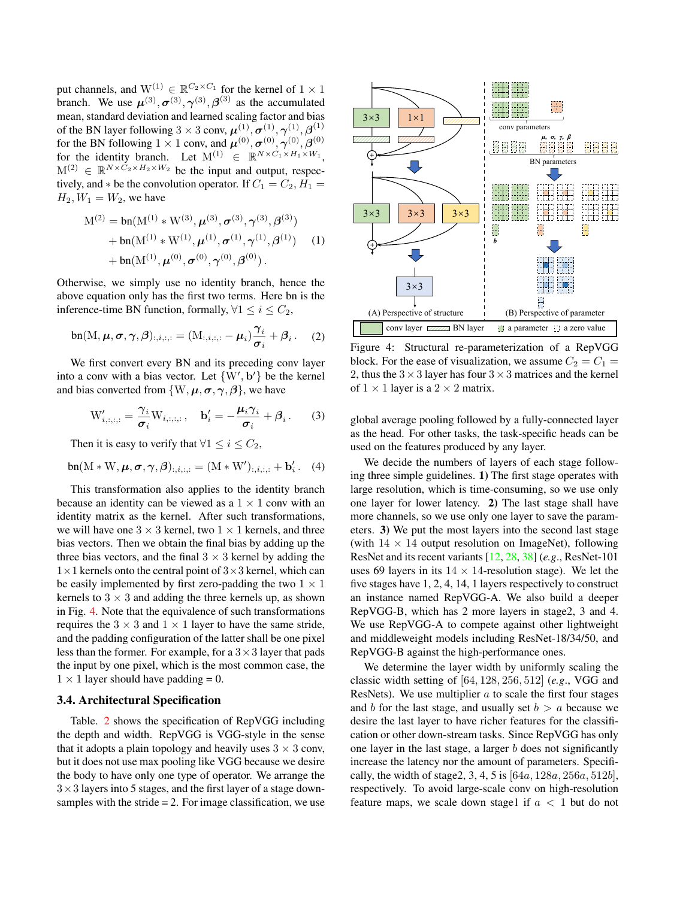put channels, and $\mathrm{W}^{(1)} \in \mathbb{R}^{C_2 \times C_1}$ for the kernel of $1 \times 1$ branch. We use $\boldsymbol{\mu}^{(3)}, \boldsymbol{\sigma}^{(3)}, \boldsymbol{\gamma}^{(3)}, \boldsymbol{\beta}^{(3)}$ as the accumulated mean, standard deviation and learned scaling factor and bias of the BN layer following $3 \times 3$ conv, $\boldsymbol{\mu}^{(1)}, \boldsymbol{\sigma}^{(1)}, \boldsymbol{\gamma}^{(1)}, \boldsymbol{\beta}^{(1)}$ for the BN following $1 \times 1$ conv, and $\boldsymbol{\mu}^{(0)}, \boldsymbol{\sigma}^{(0)}, \boldsymbol{\gamma}^{(0)}, \boldsymbol{\beta}^{(0)}$ for the identity branch. Let $\mathrm{M}^{(1)} \in \mathbb{R}^{N \times C_1 \times H_1 \times W_1}$, $\mathrm{M}^{(2)} \in \mathbb{R}^{N \times C_2 \times H_2 \times W_2}$ be the input and output, respectively, and $*$ be the convolution operator. If $C_1 = C_2, H_1 = H_2, W_1 = W_2$, we have

$$
\begin{aligned}
\mathrm{M}^{(2)} &= \mathrm{bn}(\mathrm{M}^{(1)} * \mathrm{W}^{(3)}, \boldsymbol{\mu}^{(3)}, \boldsymbol{\sigma}^{(3)}, \boldsymbol{\gamma}^{(3)}, \boldsymbol{\beta}^{(3)}) \\
&+ \mathrm{bn}(\mathrm{M}^{(1)} * \mathrm{W}^{(1)}, \boldsymbol{\mu}^{(1)}, \boldsymbol{\sigma}^{(1)}, \boldsymbol{\gamma}^{(1)}, \boldsymbol{\beta}^{(1)}) \\
&+ \mathrm{bn}(\mathrm{M}^{(1)}, \boldsymbol{\mu}^{(0)}, \boldsymbol{\sigma}^{(0)}, \boldsymbol{\gamma}^{(0)}, \boldsymbol{\beta}^{(0)})\,.
\end{aligned} \tag{1}
$$

Otherwise, we simply use no identity branch, hence the above equation only has the first two terms. Here bn is the inference-time BN function, formally, $\forall 1 \leq i \leq C_2$,

$$
\mathrm{bn}(\mathrm{M}, \boldsymbol{\mu}, \boldsymbol{\sigma}, \boldsymbol{\gamma}, \boldsymbol{\beta})_{:,i,:,:} = (\mathrm{M}_{:,i,:,:} - \boldsymbol{\mu}_i)\frac{\boldsymbol{\gamma}_i}{\boldsymbol{\sigma}_i} + \boldsymbol{\beta}_i\,. \tag{2}
$$

We first convert every BN and its preceding conv layer into a conv with a bias vector. Let $\{\mathrm{W}', \mathbf{b}'\}$ be the kernel and bias converted from $\{\mathrm{W}, \boldsymbol{\mu}, \boldsymbol{\sigma}, \boldsymbol{\gamma}, \boldsymbol{\beta}\}$, we have

$$
\mathrm{W}'_{i,:,:,:} = \frac{\boldsymbol{\gamma}_i}{\boldsymbol{\sigma}_i}\mathrm{W}_{i,:,:,:}\,, \quad \mathbf{b}'_i = -\frac{\boldsymbol{\mu}_i \boldsymbol{\gamma}_i}{\boldsymbol{\sigma}_i} + \boldsymbol{\beta}_i\,. \tag{3}
$$

Then it is easy to verify that $\forall 1 \leq i \leq C_2$,

$$
\mathrm{bn}(\mathrm{M} * \mathrm{W}, \boldsymbol{\mu}, \boldsymbol{\sigma}, \boldsymbol{\gamma}, \boldsymbol{\beta})_{:,i,:,:} = (\mathrm{M} * \mathrm{W}')_{:,i,:,:} + \mathbf{b}'_i\,. \tag{4}
$$

This transformation also applies to the identity branch because an identity can be viewed as a $1 \times 1$ conv with an identity matrix as the kernel. After such transformations, we will have one $3 \times 3$ kernel, two $1 \times 1$ kernels, and three bias vectors. Then we obtain the final bias by adding up the three bias vectors, and the final $3 \times 3$ kernel by adding the $1 \times 1$ kernels onto the central point of $3 \times 3$ kernel, which can be easily implemented by first zero-padding the two $1 \times 1$ kernels to $3 \times 3$ and adding the three kernels up, as shown in Fig. 4. Note that the equivalence of such transformations requires the $3 \times 3$ and $1 \times 1$ layer to have the same stride, and the padding configuration of the latter shall be one pixel less than the former. For example, for a $3 \times 3$ layer that pads the input by one pixel, which is the most common case, the $1 \times 1$ layer should have padding = 0.

### 3.4. Architectural Specification

Table. 2 shows the specification of RepVGG including the depth and width. RepVGG is VGG-style in the sense that it adopts a plain topology and heavily uses $3 \times 3$ conv, but it does not use max pooling like VGG because we desire the body to have only one type of operator. We arrange the $3 \times 3$ layers into 5 stages, and the first layer of a stage down-samples with the stride = 2. For image classification, we use global average pooling followed by a fully-connected layer as the head. For other tasks, the task-specific heads can be used on the features produced by any layer.

Figure 4: Structural re-parameterization of a RepVGG block. For the ease of visualization, we assume $C_2 = C_1 = 2$, thus the $3 \times 3$ layer has four $3 \times 3$ matrices and the kernel of $1 \times 1$ layer is a $2 \times 2$ matrix.

We decide the numbers of layers of each stage following three simple guidelines. **1)** The first stage operates with large resolution, which is time-consuming, so we use only one layer for lower latency. **2)** The last stage shall have more channels, so we use only one layer to save the parameters. **3)** We put the most layers into the second last stage (with $14 \times 14$ output resolution on ImageNet), following ResNet and its recent variants [12, 28, 38] (*e.g.*, ResNet-101 uses 69 layers in its $14 \times 14$-resolution stage). We let the five stages have 1, 2, 4, 14, 1 layers respectively to construct an instance named RepVGG-A. We also build a deeper RepVGG-B, which has 2 more layers in stage2, 3 and 4. We use RepVGG-A to compete against other lightweight and middleweight models including ResNet-18/34/50, and RepVGG-B against the high-performance ones.

We determine the layer width by uniformly scaling the classic width setting of $[64, 128, 256, 512]$ (*e.g.*, VGG and ResNets). We use multiplier $a$ to scale the first four stages and $b$ for the last stage, and usually set $b > a$ because we desire the last layer to have richer features for the classification or other down-stream tasks. Since RepVGG has only one layer in the last stage, a larger $b$ does not significantly increase the latency nor the amount of parameters. Specifically, the width of stage2, 3, 4, 5 is $[64a, 128a, 256a, 512b]$, respectively. To avoid large-scale conv on high-resolution feature maps, we scale down stage1 if $a < 1$ but do not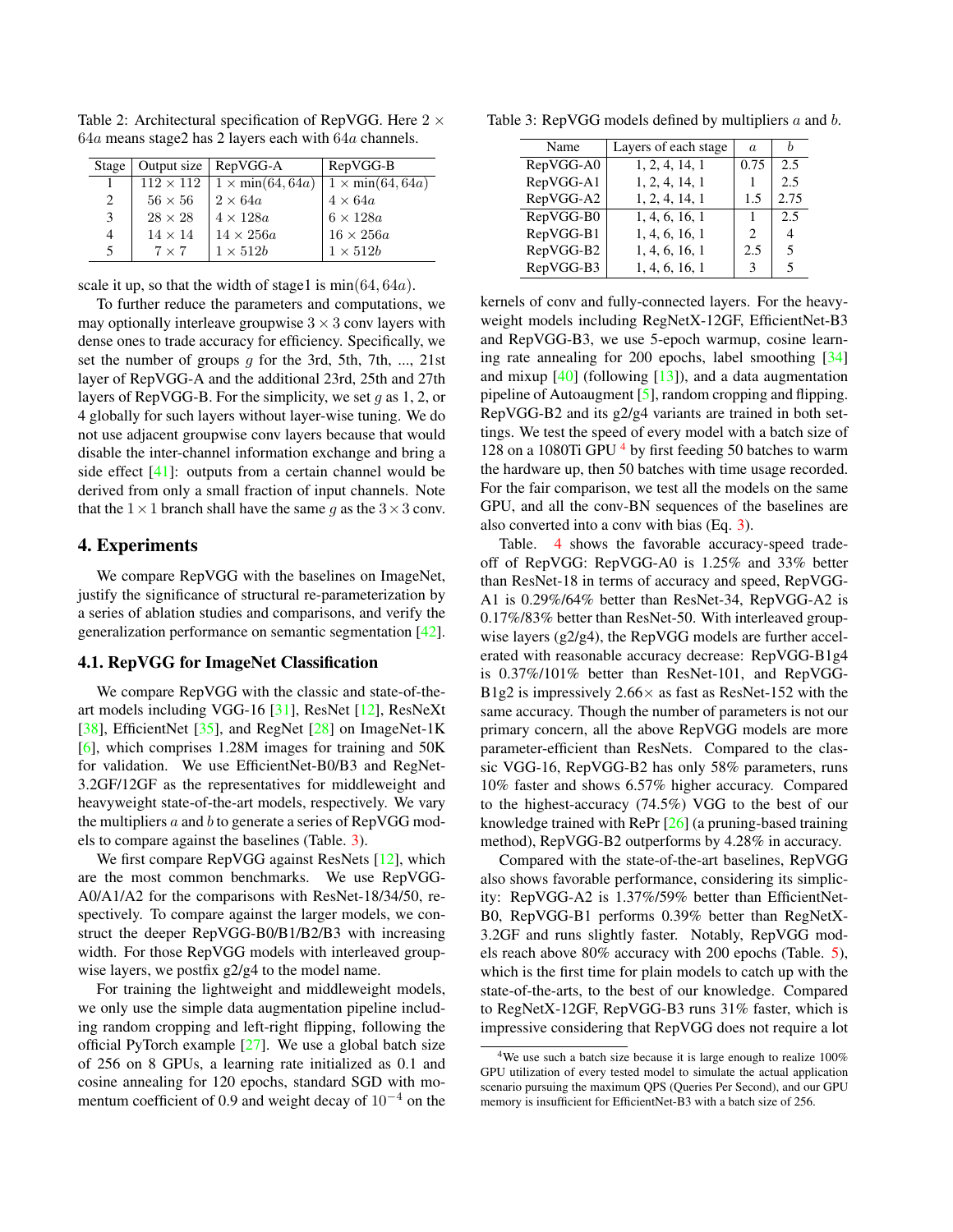Table 2: Architectural specification of RepVGG. Here $2 \times 64a$ means stage2 has 2 layers each with $64a$ channels.

| Stage | Output size | RepVGG-A | RepVGG-B |
|---|---|---|---|
| 1 | $112 \times 112$ | $1 \times \min(64, 64a)$ | $1 \times \min(64, 64a)$ |
| 2 | $56 \times 56$ | $2 \times 64a$ | $4 \times 64a$ |
| 3 | $28 \times 28$ | $4 \times 128a$ | $6 \times 128a$ |
| 4 | $14 \times 14$ | $14 \times 256a$ | $16 \times 256a$ |
| 5 | $7 \times 7$ | $1 \times 512b$ | $1 \times 512b$ |

scale it up, so that the width of stage1 is $\min(64, 64a)$.

To further reduce the parameters and computations, we may optionally interleave groupwise $3 \times 3$ conv layers with dense ones to trade accuracy for efficiency. Specifically, we set the number of groups $g$ for the 3rd, 5th, 7th, ..., 21st layer of RepVGG-A and the additional 23rd, 25th and 27th layers of RepVGG-B. For the simplicity, we set $g$ as 1, 2, or 4 globally for such layers without layer-wise tuning. We do not use adjacent groupwise conv layers because that would disable the inter-channel information exchange and bring a side effect [41]: outputs from a certain channel would be derived from only a small fraction of input channels. Note that the $1 \times 1$ branch shall have the same $g$ as the $3 \times 3$ conv.

## 4. Experiments

We compare RepVGG with the baselines on ImageNet, justify the significance of structural re-parameterization by a series of ablation studies and comparisons, and verify the generalization performance on semantic segmentation [42].

### 4.1. RepVGG for ImageNet Classification

We compare RepVGG with the classic and state-of-the-art models including VGG-16 [31], ResNet [12], ResNeXt [38], EfficientNet [35], and RegNet [28] on ImageNet-1K [6], which comprises 1.28M images for training and 50K for validation. We use EfficientNet-B0/B3 and RegNet-3.2GF/12GF as the representatives for middleweight and heavyweight state-of-the-art models, respectively. We vary the multipliers $a$ and $b$ to generate a series of RepVGG models to compare against the baselines (Table. 3).

We first compare RepVGG against ResNets [12], which are the most common benchmarks. We use RepVGG-A0/A1/A2 for the comparisons with ResNet-18/34/50, respectively. To compare against the larger models, we construct the deeper RepVGG-B0/B1/B2/B3 with increasing width. For those RepVGG models with interleaved groupwise layers, we postfix g2/g4 to the model name.

For training the lightweight and middleweight models, we only use the simple data augmentation pipeline including random cropping and left-right flipping, following the official PyTorch example [27]. We use a global batch size of 256 on 8 GPUs, a learning rate initialized as 0.1 and cosine annealing for 120 epochs, standard SGD with momentum coefficient of 0.9 and weight decay of $10^{-4}$ on the

Table 3: RepVGG models defined by multipliers $a$ and $b$.

| Name | Layers of each stage | $a$ | $b$ |
|---|---|---|---|
| RepVGG-A0 | 1, 2, 4, 14, 1 | 0.75 | 2.5 |
| RepVGG-A1 | 1, 2, 4, 14, 1 | 1 | 2.5 |
| RepVGG-A2 | 1, 2, 4, 14, 1 | 1.5 | 2.75 |
| RepVGG-B0 | 1, 4, 6, 16, 1 | 1 | 2.5 |
| RepVGG-B1 | 1, 4, 6, 16, 1 | 2 | 4 |
| RepVGG-B2 | 1, 4, 6, 16, 1 | 2.5 | 5 |
| RepVGG-B3 | 1, 4, 6, 16, 1 | 3 | 5 |

kernels of conv and fully-connected layers. For the heavyweight models including RegNetX-12GF, EfficientNet-B3 and RepVGG-B3, we use 5-epoch warmup, cosine learning rate annealing for 200 epochs, label smoothing [34] and mixup [40] (following [13]), and a data augmentation pipeline of Autoaugment [5], random cropping and flipping. RepVGG-B2 and its g2/g4 variants are trained in both settings. We test the speed of every model with a batch size of 128 on a 1080Ti GPU [4] by first feeding 50 batches to warm the hardware up, then 50 batches with time usage recorded. For the fair comparison, we test all the models on the same GPU, and all the conv-BN sequences of the baselines are also converted into a conv with bias (Eq. 3).

Table. 4 shows the favorable accuracy-speed trade-off of RepVGG: RepVGG-A0 is 1.25% and 33% better than ResNet-18 in terms of accuracy and speed, RepVGG-A1 is 0.29%/64% better than ResNet-34, RepVGG-A2 is 0.17%/83% better than ResNet-50. With interleaved groupwise layers (g2/g4), the RepVGG models are further accelerated with reasonable accuracy decrease: RepVGG-B1g4 is 0.37%/101% better than ResNet-101, and RepVGG-B1g2 is impressively 2.66× as fast as ResNet-152 with the same accuracy. Though the number of parameters is not our primary concern, all the above RepVGG models are more parameter-efficient than ResNets. Compared to the classic VGG-16, RepVGG-B2 has only 58% parameters, runs 10% faster and shows 6.57% higher accuracy. Compared to the highest-accuracy (74.5%) VGG to the best of our knowledge trained with RePr [26] (a pruning-based training method), RepVGG-B2 outperforms by 4.28% in accuracy.

Compared with the state-of-the-art baselines, RepVGG also shows favorable performance, considering its simplicity: RepVGG-A2 is 1.37%/59% better than EfficientNet-B0, RepVGG-B1 performs 0.39% better than RegNetX-3.2GF and runs slightly faster. Notably, RepVGG models reach above 80% accuracy with 200 epochs (Table. 5), which is the first time for plain models to catch up with the state-of-the-arts, to the best of our knowledge. Compared to RegNetX-12GF, RepVGG-B3 runs 31% faster, which is impressive considering that RepVGG does not require a lot

[4] We use such a batch size because it is large enough to realize 100% GPU utilization of every tested model to simulate the actual application scenario pursuing the maximum QPS (Queries Per Second), and our GPU memory is insufficient for EfficientNet-B3 with a batch size of 256.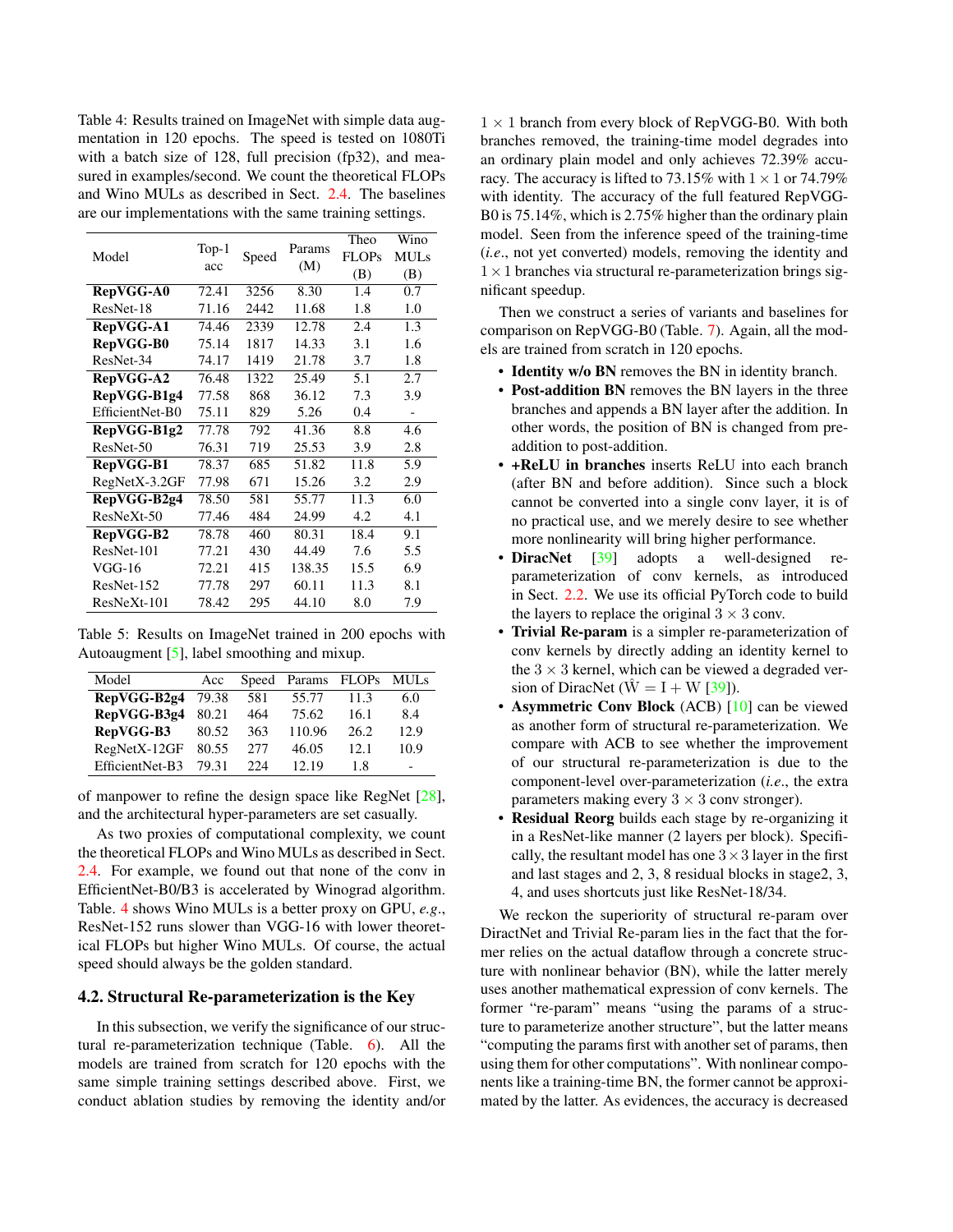Table 4: Results trained on ImageNet with simple data augmentation in 120 epochs. The speed is tested on 1080Ti with a batch size of 128, full precision (fp32), and measured in examples/second. We count the theoretical FLOPs and Wino MULs as described in Sect. 2.4. The baselines are our implementations with the same training settings.

| Model | Top-1 acc | Speed | Params (M) | Theo FLOPs (B) | Wino MULs (B) |
|---|---|---|---|---|---|
| **RepVGG-A0** | 72.41 | 3256 | 8.30 | 1.4 | 0.7 |
| ResNet-18 | 71.16 | 2442 | 11.68 | 1.8 | 1.0 |
| **RepVGG-A1** | 74.46 | 2339 | 12.78 | 2.4 | 1.3 |
| **RepVGG-B0** | 75.14 | 1817 | 14.33 | 3.1 | 1.6 |
| ResNet-34 | 74.17 | 1419 | 21.78 | 3.7 | 1.8 |
| **RepVGG-A2** | 76.48 | 1322 | 25.49 | 5.1 | 2.7 |
| **RepVGG-B1g4** | 77.58 | 868 | 36.12 | 7.3 | 3.9 |
| EfficientNet-B0 | 75.11 | 829 | 5.26 | 0.4 | - |
| **RepVGG-B1g2** | 77.78 | 792 | 41.36 | 8.8 | 4.6 |
| ResNet-50 | 76.31 | 719 | 25.53 | 3.9 | 2.8 |
| **RepVGG-B1** | 78.37 | 685 | 51.82 | 11.8 | 5.9 |
| RegNetX-3.2GF | 77.98 | 671 | 15.26 | 3.2 | 2.9 |
| **RepVGG-B2g4** | 78.50 | 581 | 55.77 | 11.3 | 6.0 |
| ResNeXt-50 | 77.46 | 484 | 24.99 | 4.2 | 4.1 |
| **RepVGG-B2** | 78.78 | 460 | 80.31 | 18.4 | 9.1 |
| ResNet-101 | 77.21 | 430 | 44.49 | 7.6 | 5.5 |
| VGG-16 | 72.21 | 415 | 138.35 | 15.5 | 6.9 |
| ResNet-152 | 77.78 | 297 | 60.11 | 11.3 | 8.1 |
| ResNeXt-101 | 78.42 | 295 | 44.10 | 8.0 | 7.9 |

Table 5: Results on ImageNet trained in 200 epochs with Autoaugment [5], label smoothing and mixup.

| Model | Acc | Speed | Params | FLOPs | MULs |
|---|---|---|---|---|---|
| **RepVGG-B2g4** | 79.38 | 581 | 55.77 | 11.3 | 6.0 |
| **RepVGG-B3g4** | 80.21 | 464 | 75.62 | 16.1 | 8.4 |
| **RepVGG-B3** | 80.52 | 363 | 110.96 | 26.2 | 12.9 |
| RegNetX-12GF | 80.55 | 277 | 46.05 | 12.1 | 10.9 |
| EfficientNet-B3 | 79.31 | 224 | 12.19 | 1.8 | - |

of manpower to refine the design space like RegNet [28], and the architectural hyper-parameters are set casually.

As two proxies of computational complexity, we count the theoretical FLOPs and Wino MULs as described in Sect. 2.4. For example, we found out that none of the conv in EfficientNet-B0/B3 is accelerated by Winograd algorithm. Table. 4 shows Wino MULs is a better proxy on GPU, *e.g.*, ResNet-152 runs slower than VGG-16 with lower theoretical FLOPs but higher Wino MULs. Of course, the actual speed should always be the golden standard.

## 4.2. Structural Re-parameterization is the Key

In this subsection, we verify the significance of our structural re-parameterization technique (Table. 6). All the models are trained from scratch for 120 epochs with the same simple training settings described above. First, we conduct ablation studies by removing the identity and/or $1 \times 1$ branch from every block of RepVGG-B0. With both branches removed, the training-time model degrades into an ordinary plain model and only achieves 72.39% accuracy. The accuracy is lifted to 73.15% with $1 \times 1$ or 74.79% with identity. The accuracy of the full featured RepVGG-B0 is 75.14%, which is 2.75% higher than the ordinary plain model. Seen from the inference speed of the training-time (*i.e.*, not yet converted) models, removing the identity and $1 \times 1$ branches via structural re-parameterization brings significant speedup.

Then we construct a series of variants and baselines for comparison on RepVGG-B0 (Table. 7). Again, all the models are trained from scratch in 120 epochs.

- **Identity w/o BN** removes the BN in identity branch.
- **Post-addition BN** removes the BN layers in the three branches and appends a BN layer after the addition. In other words, the position of BN is changed from pre-addition to post-addition.
- **+ReLU in branches** inserts ReLU into each branch (after BN and before addition). Since such a block cannot be converted into a single conv layer, it is of no practical use, and we merely desire to see whether more nonlinearity will bring higher performance.
- **DiracNet** [39] adopts a well-designed re-parameterization of conv kernels, as introduced in Sect. 2.2. We use its official PyTorch code to build the layers to replace the original $3 \times 3$ conv.
- **Trivial Re-param** is a simpler re-parameterization of conv kernels by directly adding an identity kernel to the $3 \times 3$ kernel, which can be viewed a degraded version of DiracNet ($\hat{\mathrm{W}} = \mathrm{I} + \mathrm{W}$ [39]).
- **Asymmetric Conv Block** (ACB) [10] can be viewed as another form of structural re-parameterization. We compare with ACB to see whether the improvement of our structural re-parameterization is due to the component-level over-parameterization (*i.e.*, the extra parameters making every $3 \times 3$ conv stronger).
- **Residual Reorg** builds each stage by re-organizing it in a ResNet-like manner (2 layers per block). Specifically, the resultant model has one $3 \times 3$ layer in the first and last stages and 2, 3, 8 residual blocks in stage2, 3, 4, and uses shortcuts just like ResNet-18/34.

We reckon the superiority of structural re-param over DiractNet and Trivial Re-param lies in the fact that the former relies on the actual dataflow through a concrete structure with nonlinear behavior (BN), while the latter merely uses another mathematical expression of conv kernels. The former "re-param" means "using the params of a structure to parameterize another structure", but the latter means "computing the params first with another set of params, then using them for other computations". With nonlinear components like a training-time BN, the former cannot be approximated by the latter. As evidences, the accuracy is decreased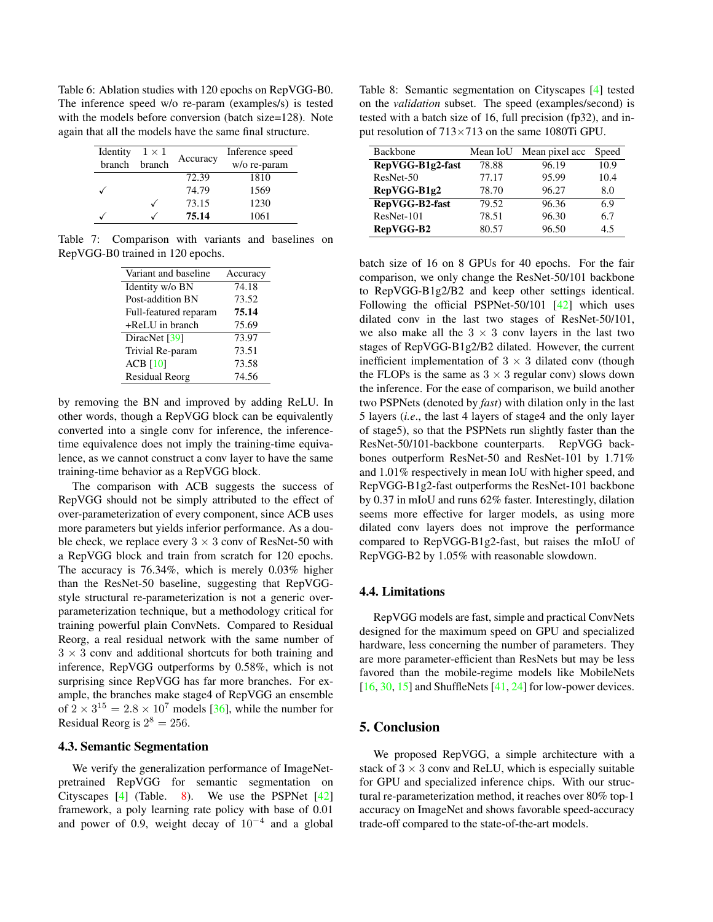Table 6: Ablation studies with 120 epochs on RepVGG-B0. The inference speed w/o re-param (examples/s) is tested with the models before conversion (batch size=128). Note again that all the models have the same final structure.

| Identity branch | $1 \times 1$ branch | Accuracy | Inference speed w/o re-param |
|---|---|---|---|
| | | 72.39 | 1810 |
| ✓ | | 74.79 | 1569 |
| | ✓ | 73.15 | 1230 |
| ✓ | ✓ | **75.14** | 1061 |

Table 7: Comparison with variants and baselines on RepVGG-B0 trained in 120 epochs.

| Variant and baseline | Accuracy |
|---|---|
| Identity w/o BN | 74.18 |
| Post-addition BN | 73.52 |
| Full-featured reparam | **75.14** |
| +ReLU in branch | 75.69 |
| DiracNet [39] | 73.97 |
| Trivial Re-param | 73.51 |
| ACB [10] | 73.58 |
| Residual Reorg | 74.56 |

by removing the BN and improved by adding ReLU. In other words, though a RepVGG block can be equivalently converted into a single conv for inference, the inference-time equivalence does not imply the training-time equivalence, as we cannot construct a conv layer to have the same training-time behavior as a RepVGG block.

The comparison with ACB suggests the success of RepVGG should not be simply attributed to the effect of over-parameterization of every component, since ACB uses more parameters but yields inferior performance. As a double check, we replace every $3 \times 3$ conv of ResNet-50 with a RepVGG block and train from scratch for 120 epochs. The accuracy is 76.34%, which is merely 0.03% higher than the ResNet-50 baseline, suggesting that RepVGG-style structural re-parameterization is not a generic over-parameterization technique, but a methodology critical for training powerful plain ConvNets. Compared to Residual Reorg, a real residual network with the same number of $3 \times 3$ conv and additional shortcuts for both training and inference, RepVGG outperforms by 0.58%, which is not surprising since RepVGG has far more branches. For example, the branches make stage4 of RepVGG an ensemble of $2 \times 3^{15} = 2.8 \times 10^{7}$ models [36], while the number for Residual Reorg is $2^{8} = 256$.

### 4.3. Semantic Segmentation

We verify the generalization performance of ImageNet-pretrained RepVGG for semantic segmentation on Cityscapes [4] (Table. 8). We use the PSPNet [42] framework, a poly learning rate policy with base of 0.01 and power of 0.9, weight decay of $10^{-4}$ and a global batch size of 16 on 8 GPUs for 40 epochs. For the fair comparison, we only change the ResNet-50/101 backbone to RepVGG-B1g2/B2 and keep other settings identical. Following the official PSPNet-50/101 [42] which uses dilated conv in the last two stages of ResNet-50/101, we also make all the $3 \times 3$ conv layers in the last two stages of RepVGG-B1g2/B2 dilated. However, the current inefficient implementation of $3 \times 3$ dilated conv (though the FLOPs is the same as $3 \times 3$ regular conv) slows down the inference. For the ease of comparison, we build another two PSPNets (denoted by *fast*) with dilation only in the last 5 layers (*i.e*., the last 4 layers of stage4 and the only layer of stage5), so that the PSPNets run slightly faster than the ResNet-50/101-backbone counterparts. RepVGG backbones outperform ResNet-50 and ResNet-101 by 1.71% and 1.01% respectively in mean IoU with higher speed, and RepVGG-B1g2-fast outperforms the ResNet-101 backbone by 0.37 in mIoU and runs 62% faster. Interestingly, dilation seems more effective for larger models, as using more dilated conv layers does not improve the performance compared to RepVGG-B1g2-fast, but raises the mIoU of RepVGG-B2 by 1.05% with reasonable slowdown.

Table 8: Semantic segmentation on Cityscapes [4] tested on the *validation* subset. The speed (examples/second) is tested with a batch size of 16, full precision (fp32), and input resolution of $713 \times 713$ on the same 1080Ti GPU.

| Backbone | Mean IoU | Mean pixel acc | Speed |
|---|---|---|---|
| **RepVGG-B1g2-fast** | 78.88 | 96.19 | 10.9 |
| ResNet-50 | 77.17 | 95.99 | 10.4 |
| **RepVGG-B1g2** | 78.70 | 96.27 | 8.0 |
| **RepVGG-B2-fast** | 79.52 | 96.36 | 6.9 |
| ResNet-101 | 78.51 | 96.30 | 6.7 |
| **RepVGG-B2** | 80.57 | 96.50 | 4.5 |

### 4.4. Limitations

RepVGG models are fast, simple and practical ConvNets designed for the maximum speed on GPU and specialized hardware, less concerning the number of parameters. They are more parameter-efficient than ResNets but may be less favored than the mobile-regime models like MobileNets [16, 30, 15] and ShuffleNets [41, 24] for low-power devices.

## 5. Conclusion

We proposed RepVGG, a simple architecture with a stack of $3 \times 3$ conv and ReLU, which is especially suitable for GPU and specialized inference chips. With our structural re-parameterization method, it reaches over 80% top-1 accuracy on ImageNet and shows favorable speed-accuracy trade-off compared to the state-of-the-art models.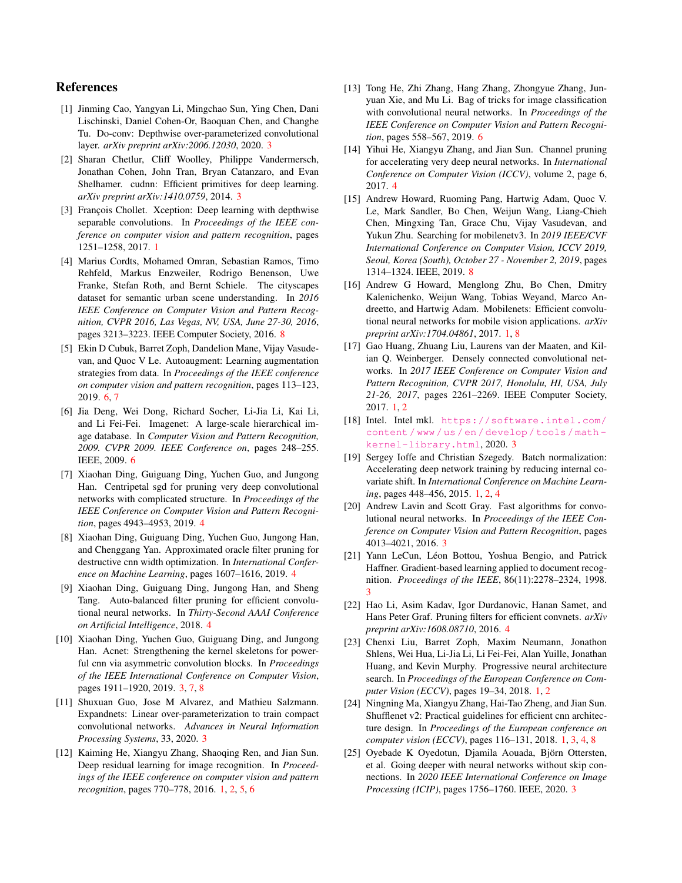# References

[1] Jinming Cao, Yangyan Li, Mingchao Sun, Ying Chen, Dani Lischinski, Daniel Cohen-Or, Baoquan Chen, and Changhe Tu. Do-conv: Depthwise over-parameterized convolutional layer. *arXiv preprint arXiv:2006.12030*, 2020. 3

[2] Sharan Chetlur, Cliff Woolley, Philippe Vandermersch, Jonathan Cohen, John Tran, Bryan Catanzaro, and Evan Shelhamer. cudnn: Efficient primitives for deep learning. *arXiv preprint arXiv:1410.0759*, 2014. 3

[3] François Chollet. Xception: Deep learning with depthwise separable convolutions. In *Proceedings of the IEEE conference on computer vision and pattern recognition*, pages 1251–1258, 2017. 1

[4] Marius Cordts, Mohamed Omran, Sebastian Ramos, Timo Rehfeld, Markus Enzweiler, Rodrigo Benenson, Uwe Franke, Stefan Roth, and Bernt Schiele. The cityscapes dataset for semantic urban scene understanding. In *2016 IEEE Conference on Computer Vision and Pattern Recognition, CVPR 2016, Las Vegas, NV, USA, June 27-30, 2016*, pages 3213–3223. IEEE Computer Society, 2016. 8

[5] Ekin D Cubuk, Barret Zoph, Dandelion Mane, Vijay Vasudevan, and Quoc V Le. Autoaugment: Learning augmentation strategies from data. In *Proceedings of the IEEE conference on computer vision and pattern recognition*, pages 113–123, 2019. 6, 7

[6] Jia Deng, Wei Dong, Richard Socher, Li-Jia Li, Kai Li, and Li Fei-Fei. Imagenet: A large-scale hierarchical image database. In *Computer Vision and Pattern Recognition, 2009. CVPR 2009. IEEE Conference on*, pages 248–255. IEEE, 2009. 6

[7] Xiaohan Ding, Guiguang Ding, Yuchen Guo, and Jungong Han. Centripetal sgd for pruning very deep convolutional networks with complicated structure. In *Proceedings of the IEEE Conference on Computer Vision and Pattern Recognition*, pages 4943–4953, 2019. 4

[8] Xiaohan Ding, Guiguang Ding, Yuchen Guo, Jungong Han, and Chenggang Yan. Approximated oracle filter pruning for destructive cnn width optimization. In *International Conference on Machine Learning*, pages 1607–1616, 2019. 4

[9] Xiaohan Ding, Guiguang Ding, Jungong Han, and Sheng Tang. Auto-balanced filter pruning for efficient convolutional neural networks. In *Thirty-Second AAAI Conference on Artificial Intelligence*, 2018. 4

[10] Xiaohan Ding, Yuchen Guo, Guiguang Ding, and Jungong Han. Acnet: Strengthening the kernel skeletons for powerful cnn via asymmetric convolution blocks. In *Proceedings of the IEEE International Conference on Computer Vision*, pages 1911–1920, 2019. 3, 7, 8

[11] Shuxuan Guo, Jose M Alvarez, and Mathieu Salzmann. Expandnets: Linear over-parameterization to train compact convolutional networks. *Advances in Neural Information Processing Systems*, 33, 2020. 3

[12] Kaiming He, Xiangyu Zhang, Shaoqing Ren, and Jian Sun. Deep residual learning for image recognition. In *Proceedings of the IEEE conference on computer vision and pattern recognition*, pages 770–778, 2016. 1, 2, 5, 6

[13] Tong He, Zhi Zhang, Hang Zhang, Zhongyue Zhang, Junyuan Xie, and Mu Li. Bag of tricks for image classification with convolutional neural networks. In *Proceedings of the IEEE Conference on Computer Vision and Pattern Recognition*, pages 558–567, 2019. 6

[14] Yihui He, Xiangyu Zhang, and Jian Sun. Channel pruning for accelerating very deep neural networks. In *International Conference on Computer Vision (ICCV)*, volume 2, page 6, 2017. 4

[15] Andrew Howard, Ruoming Pang, Hartwig Adam, Quoc V. Le, Mark Sandler, Bo Chen, Weijun Wang, Liang-Chieh Chen, Mingxing Tan, Grace Chu, Vijay Vasudevan, and Yukun Zhu. Searching for mobilenetv3. In *2019 IEEE/CVF International Conference on Computer Vision, ICCV 2019, Seoul, Korea (South), October 27 - November 2, 2019*, pages 1314–1324. IEEE, 2019. 8

[16] Andrew G Howard, Menglong Zhu, Bo Chen, Dmitry Kalenichenko, Weijun Wang, Tobias Weyand, Marco Andreetto, and Hartwig Adam. Mobilenets: Efficient convolutional neural networks for mobile vision applications. *arXiv preprint arXiv:1704.04861*, 2017. 1, 8

[17] Gao Huang, Zhuang Liu, Laurens van der Maaten, and Kilian Q. Weinberger. Densely connected convolutional networks. In *2017 IEEE Conference on Computer Vision and Pattern Recognition, CVPR 2017, Honolulu, HI, USA, July 21-26, 2017*, pages 2261–2269. IEEE Computer Society, 2017. 1, 2

[18] Intel. Intel mkl. https://software.intel.com/content/www/us/en/develop/tools/math-kernel-library.html, 2020. 3

[19] Sergey Ioffe and Christian Szegedy. Batch normalization: Accelerating deep network training by reducing internal covariate shift. In *International Conference on Machine Learning*, pages 448–456, 2015. 1, 2, 4

[20] Andrew Lavin and Scott Gray. Fast algorithms for convolutional neural networks. In *Proceedings of the IEEE Conference on Computer Vision and Pattern Recognition*, pages 4013–4021, 2016. 3

[21] Yann LeCun, Léon Bottou, Yoshua Bengio, and Patrick Haffner. Gradient-based learning applied to document recognition. *Proceedings of the IEEE*, 86(11):2278–2324, 1998. 3

[22] Hao Li, Asim Kadav, Igor Durdanovic, Hanan Samet, and Hans Peter Graf. Pruning filters for efficient convnets. *arXiv preprint arXiv:1608.08710*, 2016. 4

[23] Chenxi Liu, Barret Zoph, Maxim Neumann, Jonathon Shlens, Wei Hua, Li-Jia Li, Li Fei-Fei, Alan Yuille, Jonathan Huang, and Kevin Murphy. Progressive neural architecture search. In *Proceedings of the European Conference on Computer Vision (ECCV)*, pages 19–34, 2018. 1, 2

[24] Ningning Ma, Xiangyu Zhang, Hai-Tao Zheng, and Jian Sun. Shufflenet v2: Practical guidelines for efficient cnn architecture design. In *Proceedings of the European conference on computer vision (ECCV)*, pages 116–131, 2018. 1, 3, 4, 8

[25] Oyebade K Oyedotun, Djamila Aouada, Björn Ottersten, et al. Going deeper with neural networks without skip connections. In *2020 IEEE International Conference on Image Processing (ICIP)*, pages 1756–1760. IEEE, 2020. 3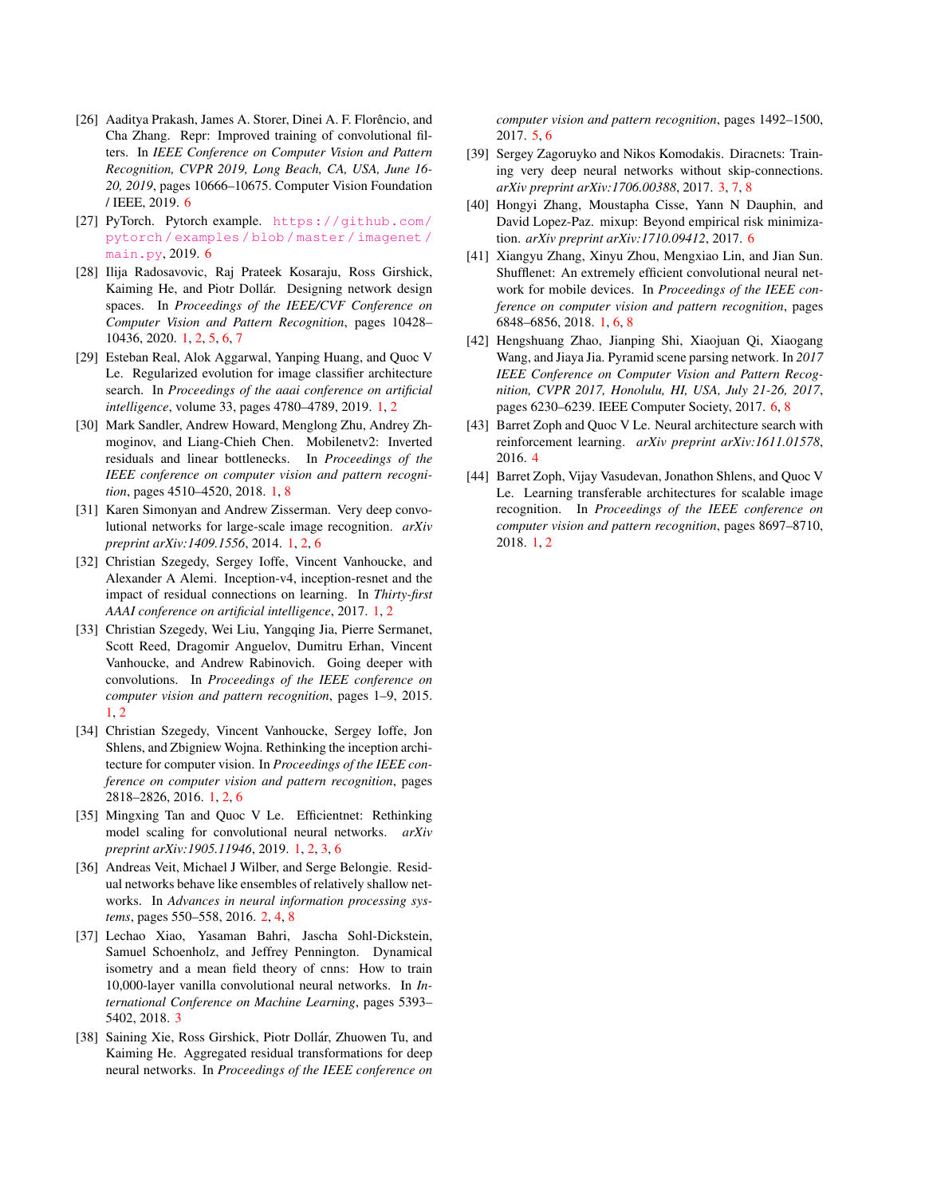[26] Aaditya Prakash, James A. Storer, Dinei A. F. Florêncio, and Cha Zhang. Repr: Improved training of convolutional filters. In *IEEE Conference on Computer Vision and Pattern Recognition, CVPR 2019, Long Beach, CA, USA, June 16-20, 2019*, pages 10666–10675. Computer Vision Foundation / IEEE, 2019. 6

[27] PyTorch. Pytorch example. https://github.com/pytorch/examples/blob/master/imagenet/main.py, 2019. 6

[28] Ilija Radosavovic, Raj Prateek Kosaraju, Ross Girshick, Kaiming He, and Piotr Dollár. Designing network design spaces. In *Proceedings of the IEEE/CVF Conference on Computer Vision and Pattern Recognition*, pages 10428–10436, 2020. 1, 2, 5, 6, 7

[29] Esteban Real, Alok Aggarwal, Yanping Huang, and Quoc V Le. Regularized evolution for image classifier architecture search. In *Proceedings of the aaai conference on artificial intelligence*, volume 33, pages 4780–4789, 2019. 1, 2

[30] Mark Sandler, Andrew Howard, Menglong Zhu, Andrey Zhmoginov, and Liang-Chieh Chen. Mobilenetv2: Inverted residuals and linear bottlenecks. In *Proceedings of the IEEE conference on computer vision and pattern recognition*, pages 4510–4520, 2018. 1, 8

[31] Karen Simonyan and Andrew Zisserman. Very deep convolutional networks for large-scale image recognition. *arXiv preprint arXiv:1409.1556*, 2014. 1, 2, 6

[32] Christian Szegedy, Sergey Ioffe, Vincent Vanhoucke, and Alexander A Alemi. Inception-v4, inception-resnet and the impact of residual connections on learning. In *Thirty-first AAAI conference on artificial intelligence*, 2017. 1, 2

[33] Christian Szegedy, Wei Liu, Yangqing Jia, Pierre Sermanet, Scott Reed, Dragomir Anguelov, Dumitru Erhan, Vincent Vanhoucke, and Andrew Rabinovich. Going deeper with convolutions. In *Proceedings of the IEEE conference on computer vision and pattern recognition*, pages 1–9, 2015. 1, 2

[34] Christian Szegedy, Vincent Vanhoucke, Sergey Ioffe, Jon Shlens, and Zbigniew Wojna. Rethinking the inception architecture for computer vision. In *Proceedings of the IEEE conference on computer vision and pattern recognition*, pages 2818–2826, 2016. 1, 2, 6

[35] Mingxing Tan and Quoc V Le. Efficientnet: Rethinking model scaling for convolutional neural networks. *arXiv preprint arXiv:1905.11946*, 2019. 1, 2, 3, 6

[36] Andreas Veit, Michael J Wilber, and Serge Belongie. Residual networks behave like ensembles of relatively shallow networks. In *Advances in neural information processing systems*, pages 550–558, 2016. 2, 4, 8

[37] Lechao Xiao, Yasaman Bahri, Jascha Sohl-Dickstein, Samuel Schoenholz, and Jeffrey Pennington. Dynamical isometry and a mean field theory of cnns: How to train 10,000-layer vanilla convolutional neural networks. In *International Conference on Machine Learning*, pages 5393–5402, 2018. 3

[38] Saining Xie, Ross Girshick, Piotr Dollár, Zhuowen Tu, and Kaiming He. Aggregated residual transformations for deep neural networks. In *Proceedings of the IEEE conference on computer vision and pattern recognition*, pages 1492–1500, 2017. 5, 6

[39] Sergey Zagoruyko and Nikos Komodakis. Diracnets: Training very deep neural networks without skip-connections. *arXiv preprint arXiv:1706.00388*, 2017. 3, 7, 8

[40] Hongyi Zhang, Moustapha Cisse, Yann N Dauphin, and David Lopez-Paz. mixup: Beyond empirical risk minimization. *arXiv preprint arXiv:1710.09412*, 2017. 6

[41] Xiangyu Zhang, Xinyu Zhou, Mengxiao Lin, and Jian Sun. Shufflenet: An extremely efficient convolutional neural network for mobile devices. In *Proceedings of the IEEE conference on computer vision and pattern recognition*, pages 6848–6856, 2018. 1, 6, 8

[42] Hengshuang Zhao, Jianping Shi, Xiaojuan Qi, Xiaogang Wang, and Jiaya Jia. Pyramid scene parsing network. In *2017 IEEE Conference on Computer Vision and Pattern Recognition, CVPR 2017, Honolulu, HI, USA, July 21-26, 2017*, pages 6230–6239. IEEE Computer Society, 2017. 6, 8

[43] Barret Zoph and Quoc V Le. Neural architecture search with reinforcement learning. *arXiv preprint arXiv:1611.01578*, 2016. 4

[44] Barret Zoph, Vijay Vasudevan, Jonathon Shlens, and Quoc V Le. Learning transferable architectures for scalable image recognition. In *Proceedings of the IEEE conference on computer vision and pattern recognition*, pages 8697–8710, 2018. 1, 2